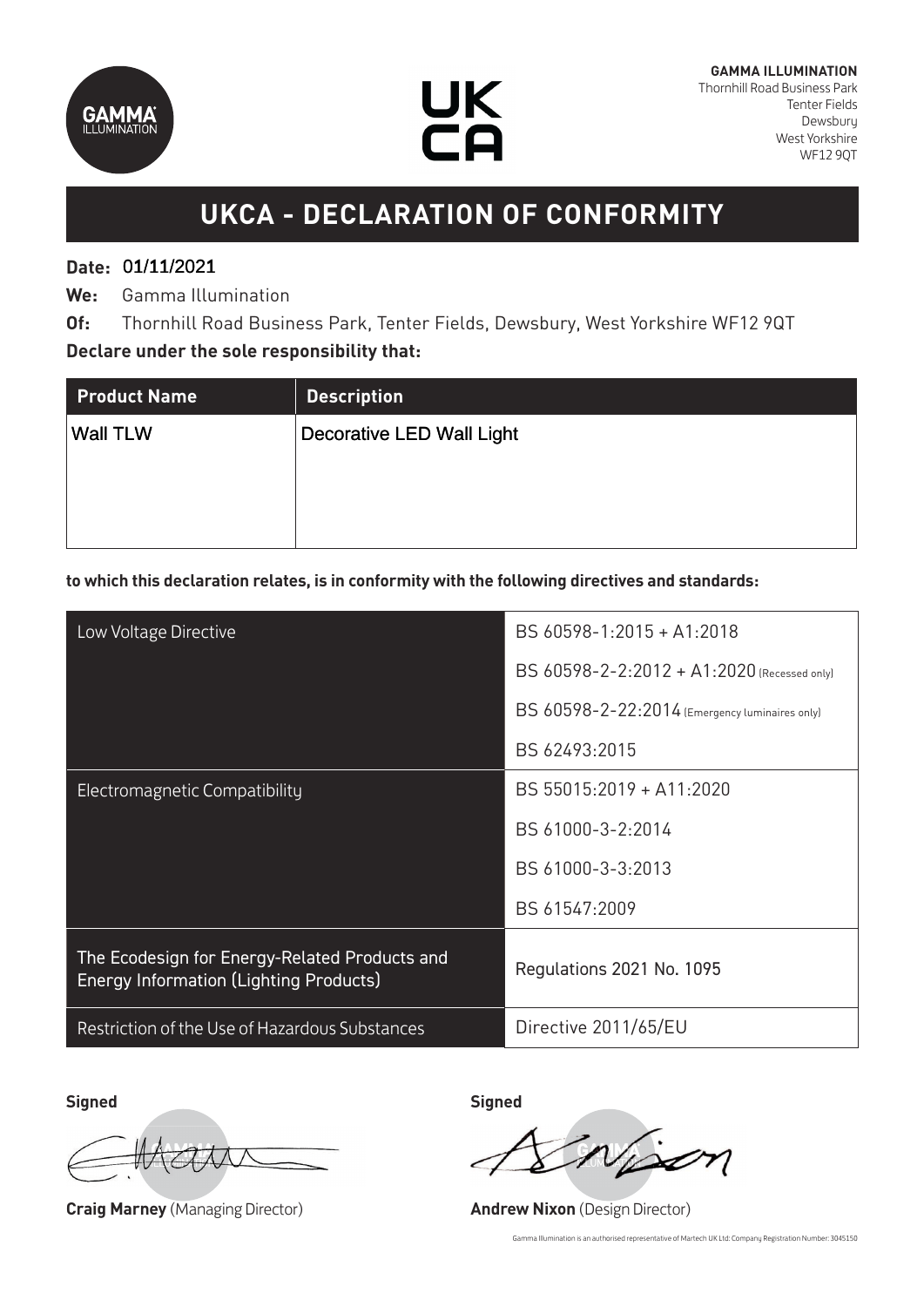**GAMMA ILLUMINATION**
Thornhill Road Business Park
Tenter Fields
Dewsbury
West Yorkshire
WF12 9QT

# UKCA - DECLARATION OF CONFORMITY

**Date:** 01/11/2021

**We:** Gamma Illumination

**Of:** Thornhill Road Business Park, Tenter Fields, Dewsbury, West Yorkshire WF12 9QT

**Declare under the sole responsibility that:**

| Product Name | Description |
|---|---|
| Wall TLW | Decorative LED Wall Light |

**to which this declaration relates, is in conformity with the following directives and standards:**

| | |
|---|---|
| Low Voltage Directive | BS 60598-1:2015 + A1:2018 |
| | BS 60598-2-2:2012 + A1:2020 (Recessed only) |
| | BS 60598-2-22:2014 (Emergency luminaires only) |
| | BS 62493:2015 |
| Electromagnetic Compatibility | BS 55015:2019 + A11:2020 |
| | BS 61000-3-2:2014 |
| | BS 61000-3-3:2013 |
| | BS 61547:2009 |
| The Ecodesign for Energy-Related Products and Energy Information (Lighting Products) | Regulations 2021 No. 1095 |
| Restriction of the Use of Hazardous Substances | Directive 2011/65/EU |

**Signed**

**Craig Marney** (Managing Director)

**Signed**

**Andrew Nixon** (Design Director)

Gamma Illumination is an authorised representative of Martech UK Ltd: Company Registration Number: 3045150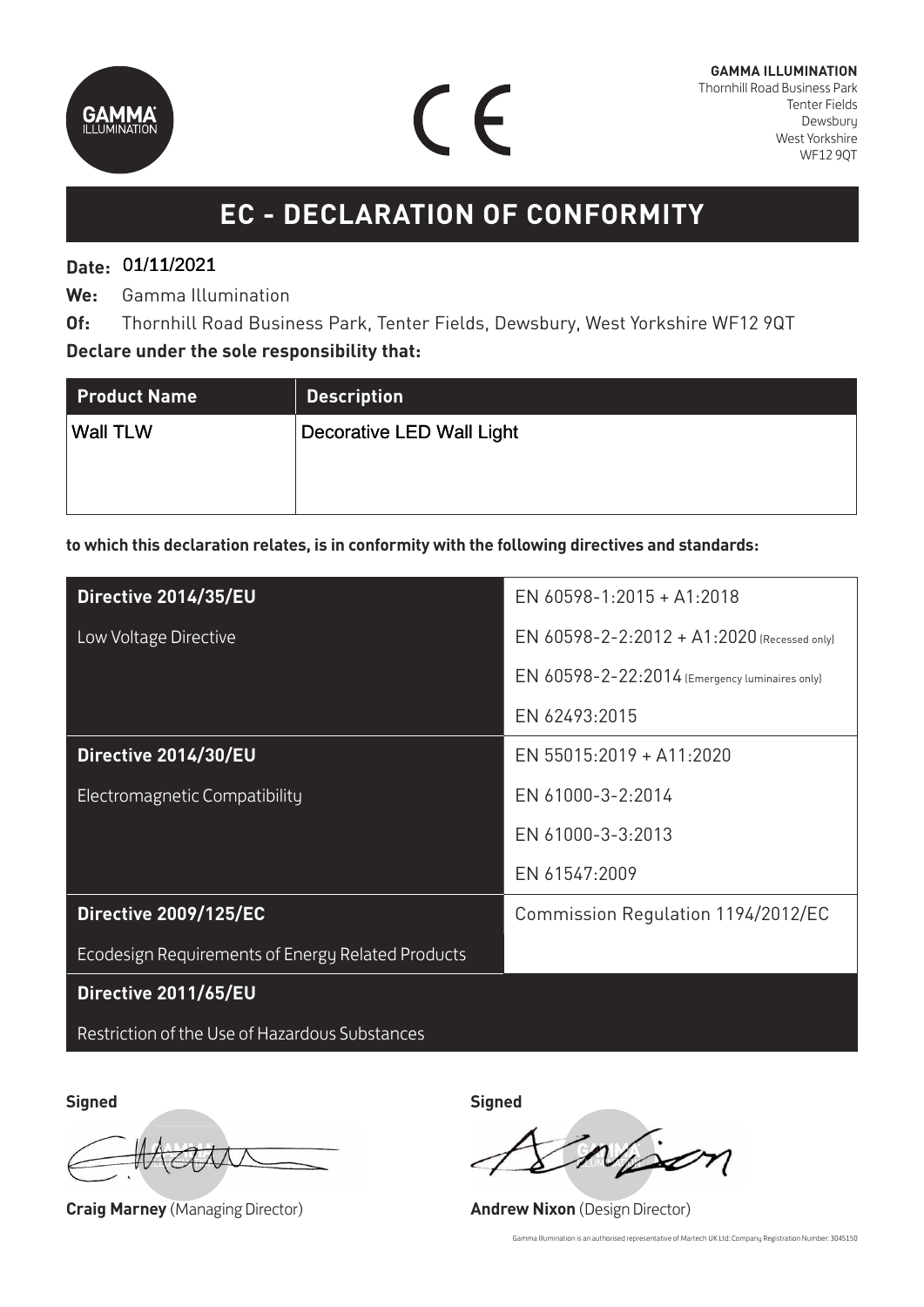**GAMMA ILLUMINATION**
Thornhill Road Business Park
Tenter Fields
Dewsbury
West Yorkshire
WF12 9QT

# EC - DECLARATION OF CONFORMITY

**Date:** 01/11/2021

**We:** Gamma Illumination

**Of:** Thornhill Road Business Park, Tenter Fields, Dewsbury, West Yorkshire WF12 9QT

**Declare under the sole responsibility that:**

| Product Name | Description |
|---|---|
| Wall TLW | Decorative LED Wall Light |

**to which this declaration relates, is in conformity with the following directives and standards:**

| | |
|---|---|
| **Directive 2014/35/EU** | EN 60598-1:2015 + A1:2018 |
| Low Voltage Directive | EN 60598-2-2:2012 + A1:2020 (Recessed only) |
| | EN 60598-2-22:2014 (Emergency luminaires only) |
| | EN 62493:2015 |
| **Directive 2014/30/EU** | EN 55015:2019 + A11:2020 |
| Electromagnetic Compatibility | EN 61000-3-2:2014 |
| | EN 61000-3-3:2013 |
| | EN 61547:2009 |
| **Directive 2009/125/EC** | Commission Regulation 1194/2012/EC |
| Ecodesign Requirements of Energy Related Products | |
| **Directive 2011/65/EU** | |
| Restriction of the Use of Hazardous Substances | |

**Signed**

**Craig Marney** (Managing Director)

**Signed**

**Andrew Nixon** (Design Director)

Gamma Illumination is an authorised representative of Martech UK Ltd: Company Registration Number: 3045150